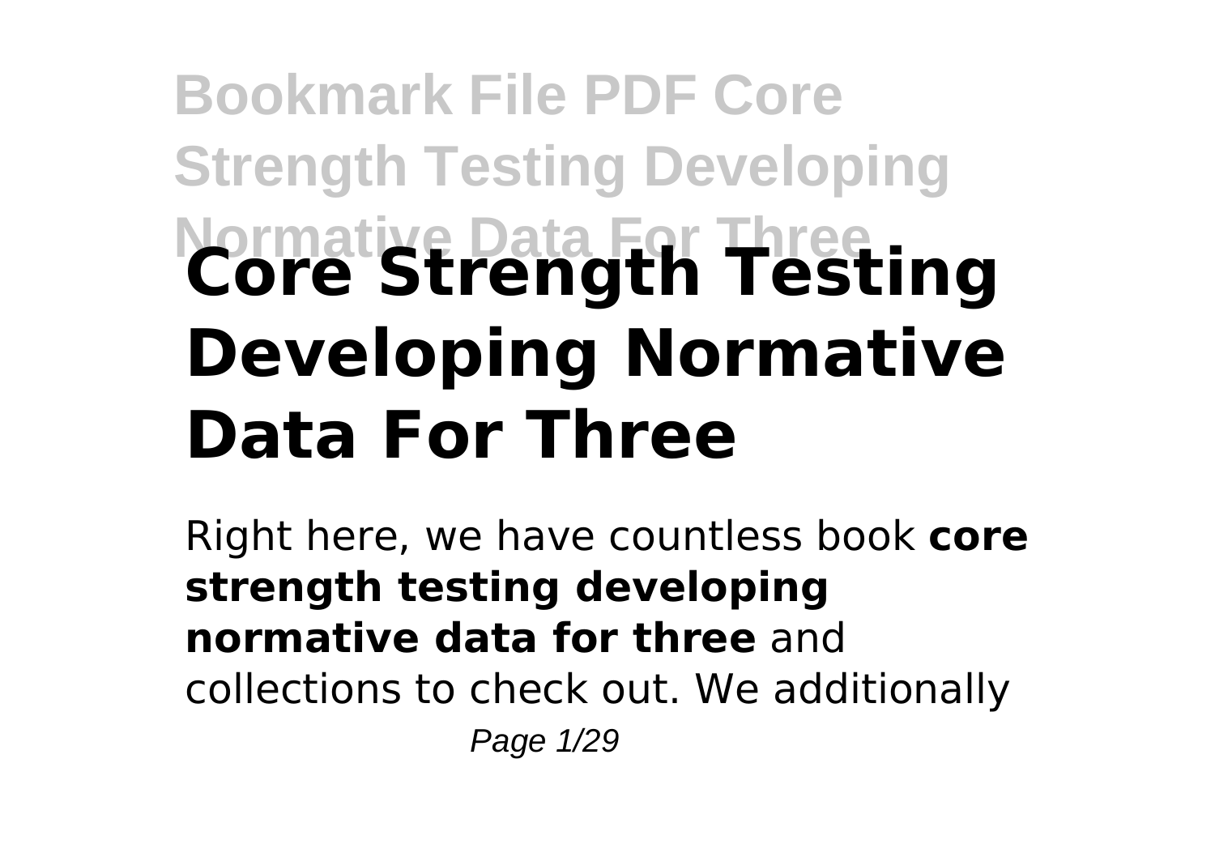# Core Strength Testing Developing Normative Data For Three

Right here, we have countless book **core strength testing developing normative data for three** and collections to check out. We additionally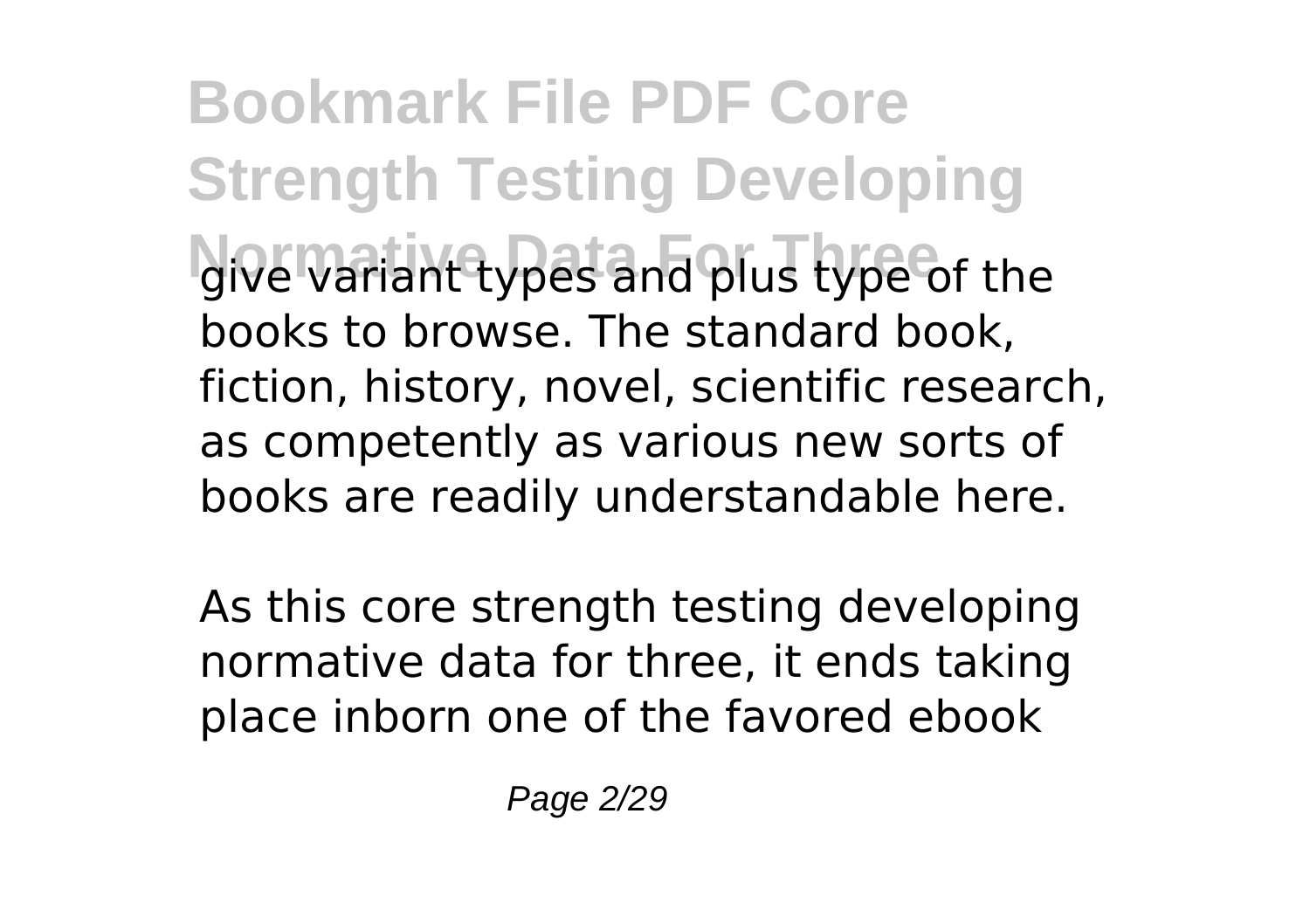give variant types and plus type of the books to browse. The standard book, fiction, history, novel, scientific research, as competently as various new sorts of books are readily understandable here.

As this core strength testing developing normative data for three, it ends taking place inborn one of the favored ebook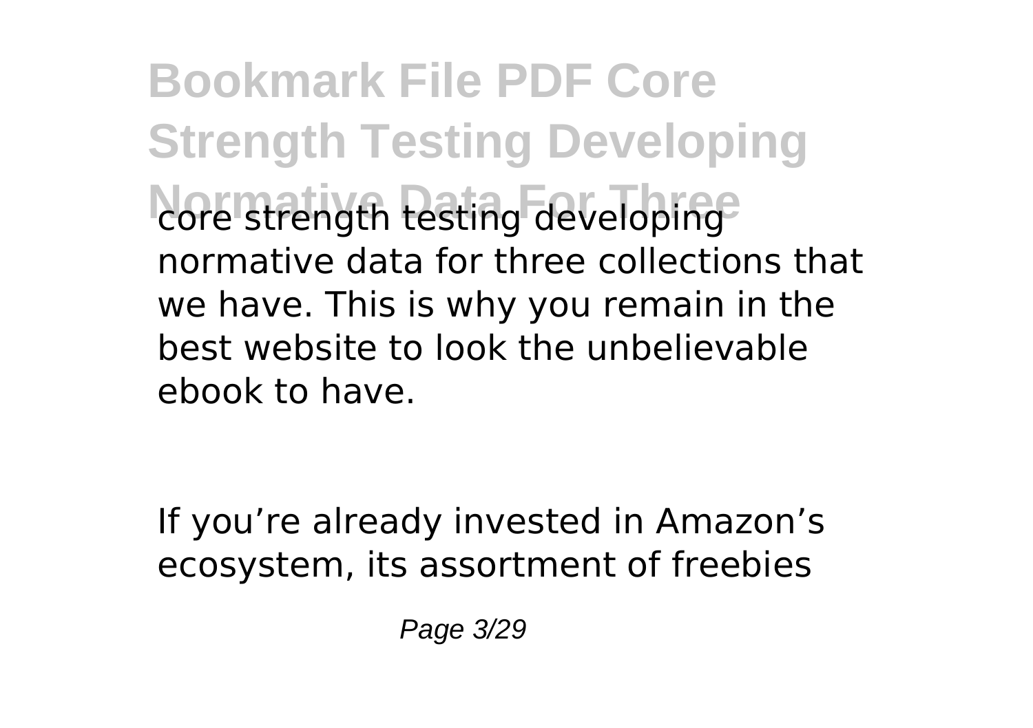core strength testing developing normative data for three collections that we have. This is why you remain in the best website to look the unbelievable ebook to have.

If you’re already invested in Amazon’s ecosystem, its assortment of freebies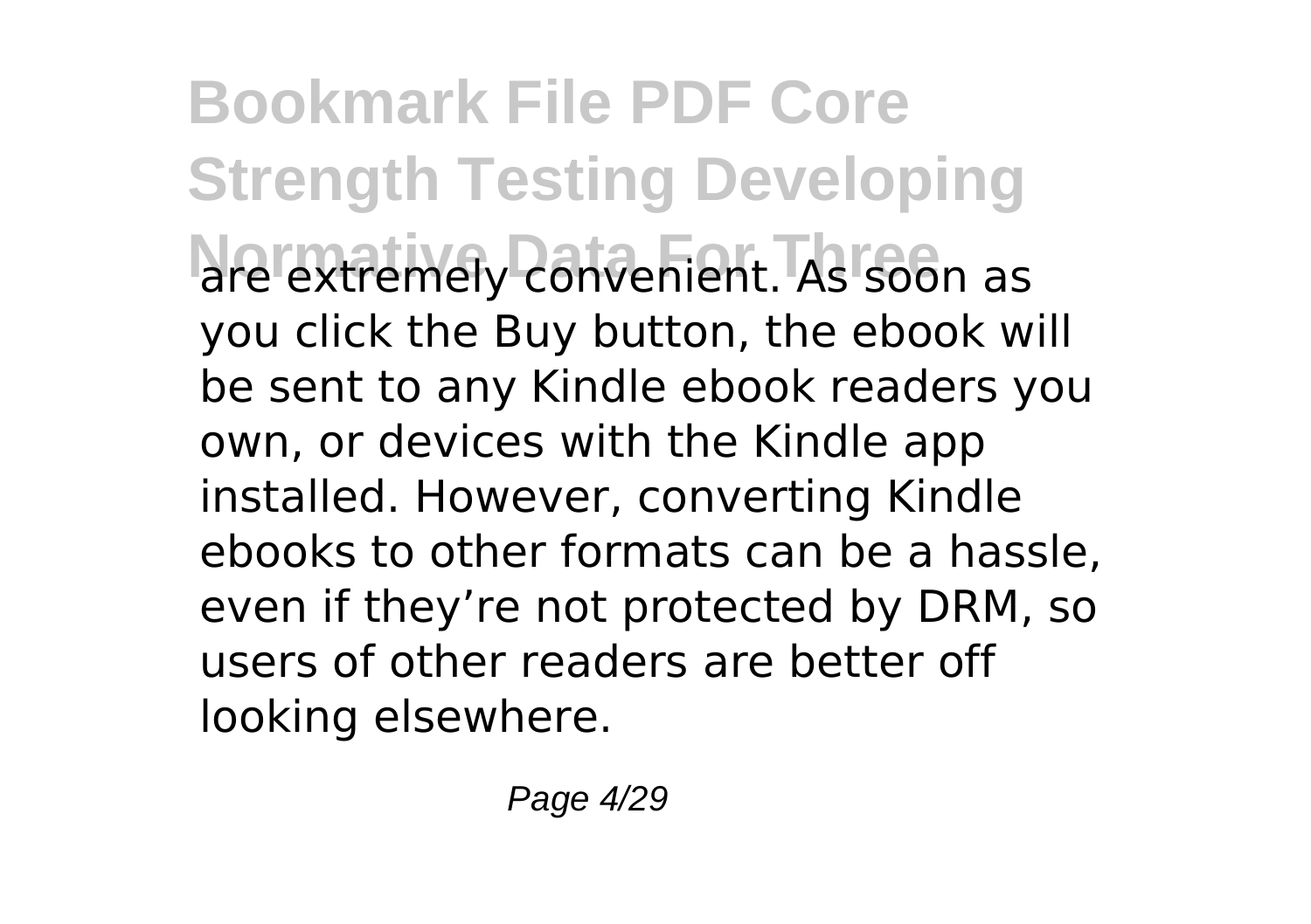are extremely convenient. As soon as you click the Buy button, the ebook will be sent to any Kindle ebook readers you own, or devices with the Kindle app installed. However, converting Kindle ebooks to other formats can be a hassle, even if they're not protected by DRM, so users of other readers are better off looking elsewhere.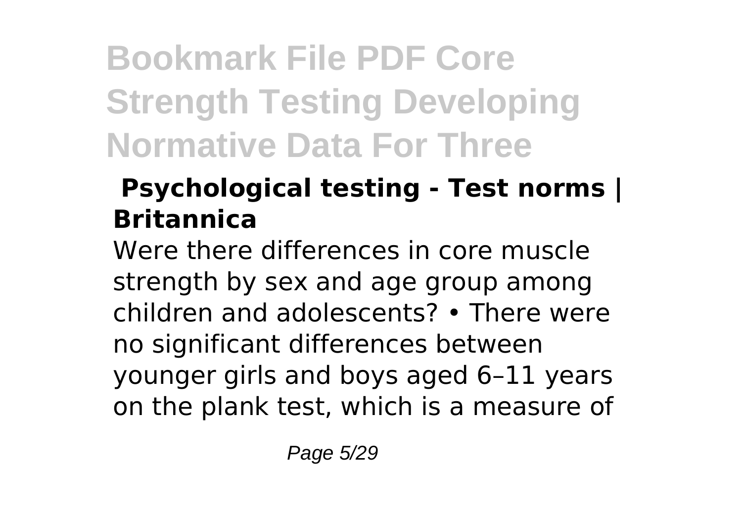# Bookmark File PDF Core Strength Testing Developing Normative Data For Three

## Psychological testing - Test norms | Britannica

Were there differences in core muscle strength by sex and age group among children and adolescents? • There were no significant differences between younger girls and boys aged 6–11 years on the plank test, which is a measure of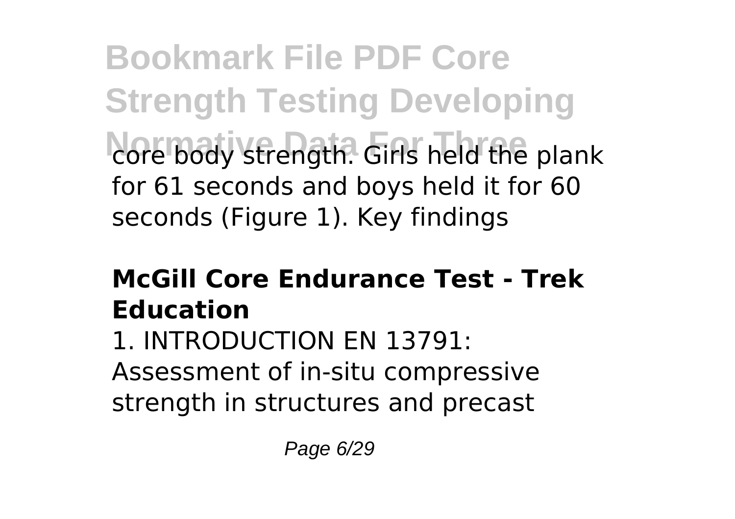core body strength. Girls held the plank for 61 seconds and boys held it for 60 seconds (Figure 1). Key findings

## McGill Core Endurance Test - Trek Education

1. INTRODUCTION EN 13791: Assessment of in-situ compressive strength in structures and precast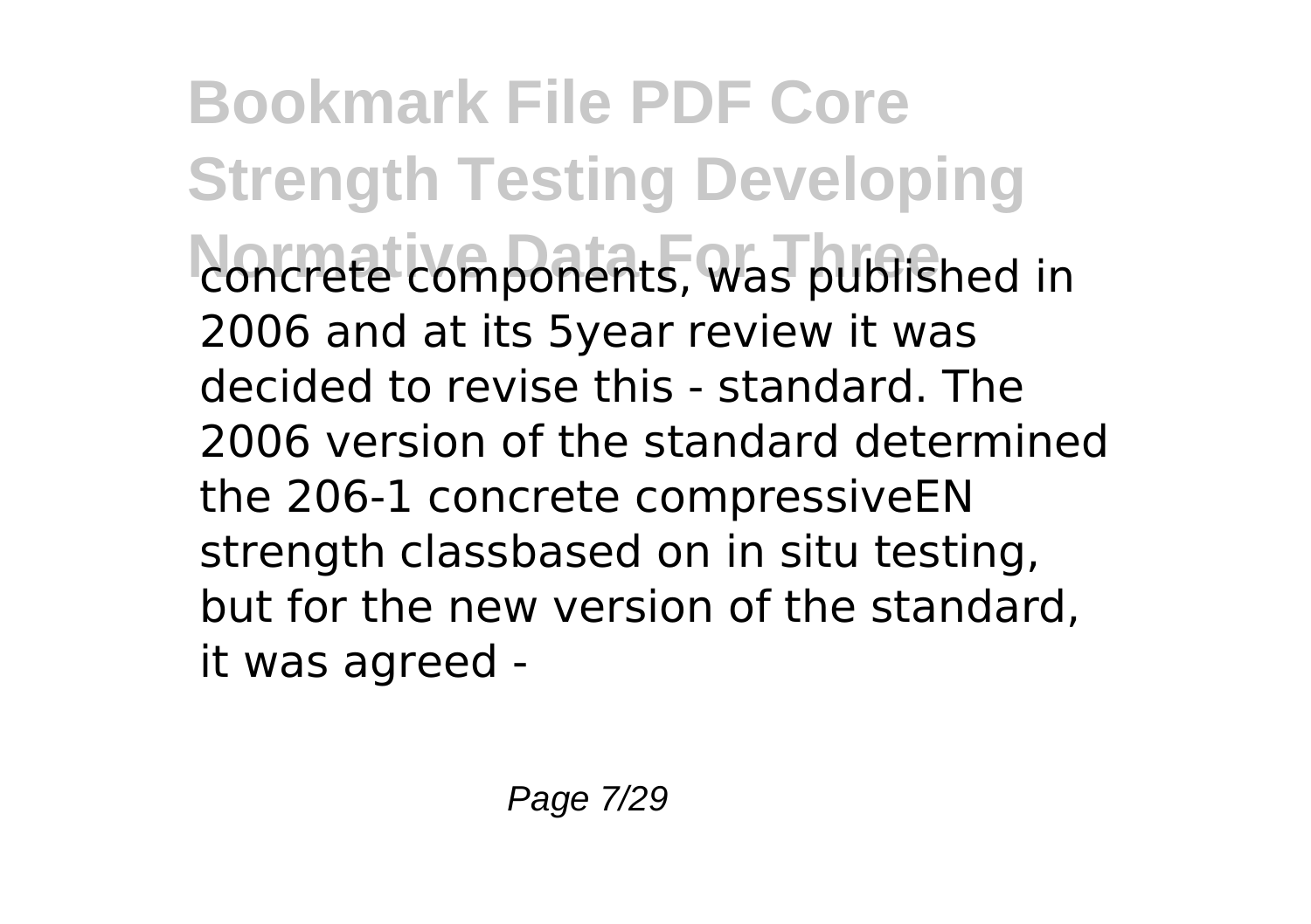concrete components, was published in 2006 and at its 5year review it was decided to revise this - standard. The 2006 version of the standard determined the 206-1 concrete compressiveEN strength classbased on in situ testing, but for the new version of the standard, it was agreed -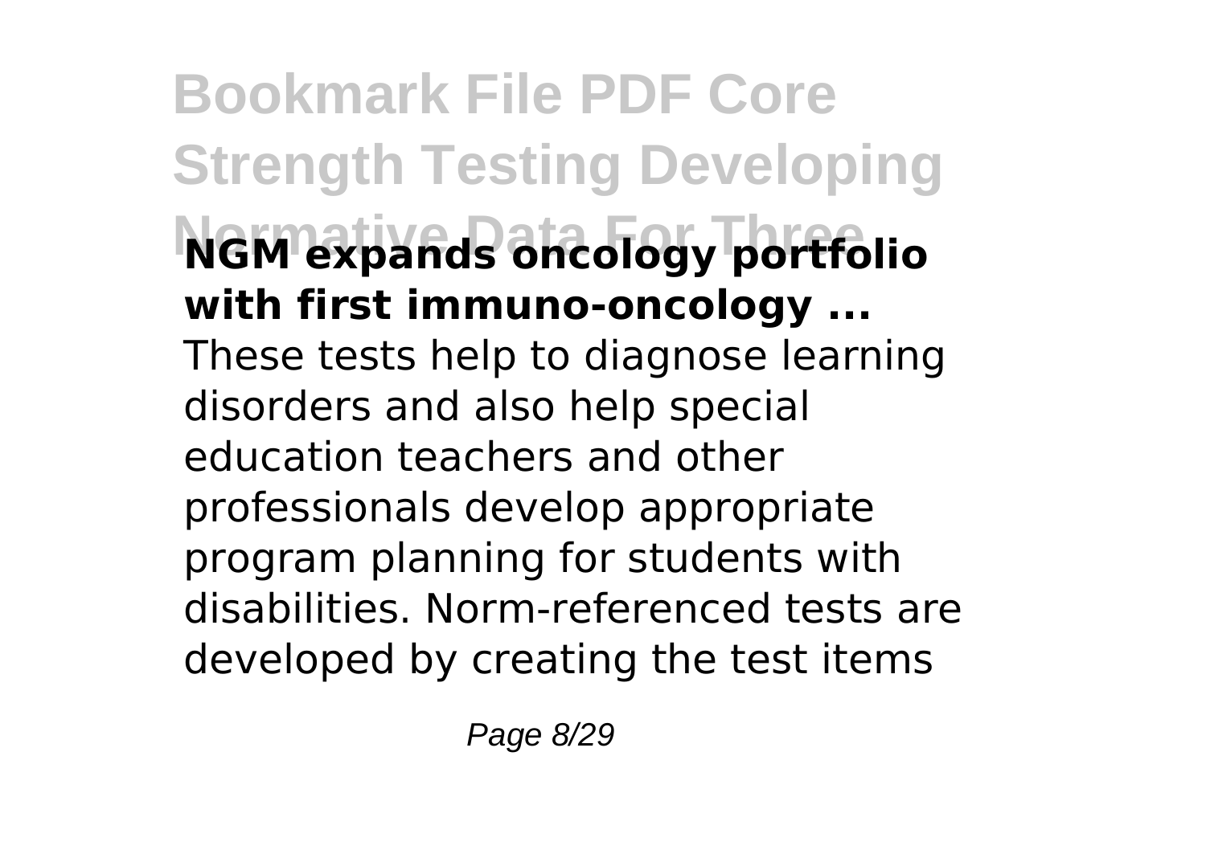**NGM expands oncology portfolio with first immuno-oncology ...**

These tests help to diagnose learning disorders and also help special education teachers and other professionals develop appropriate program planning for students with disabilities. Norm-referenced tests are developed by creating the test items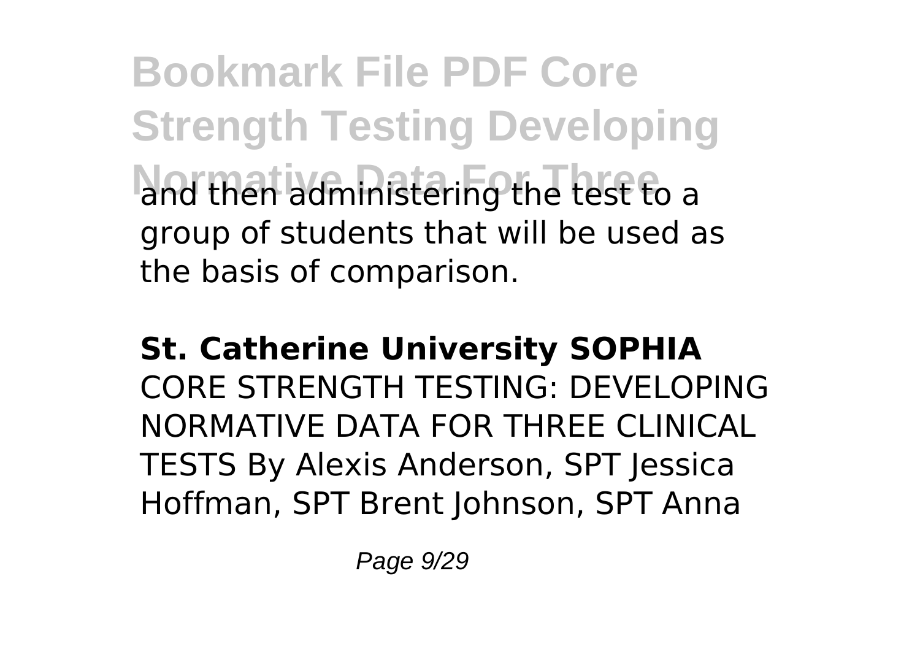and then administering the test to a group of students that will be used as the basis of comparison.

**St. Catherine University SOPHIA**

CORE STRENGTH TESTING: DEVELOPING NORMATIVE DATA FOR THREE CLINICAL TESTS By Alexis Anderson, SPT Jessica Hoffman, SPT Brent Johnson, SPT Anna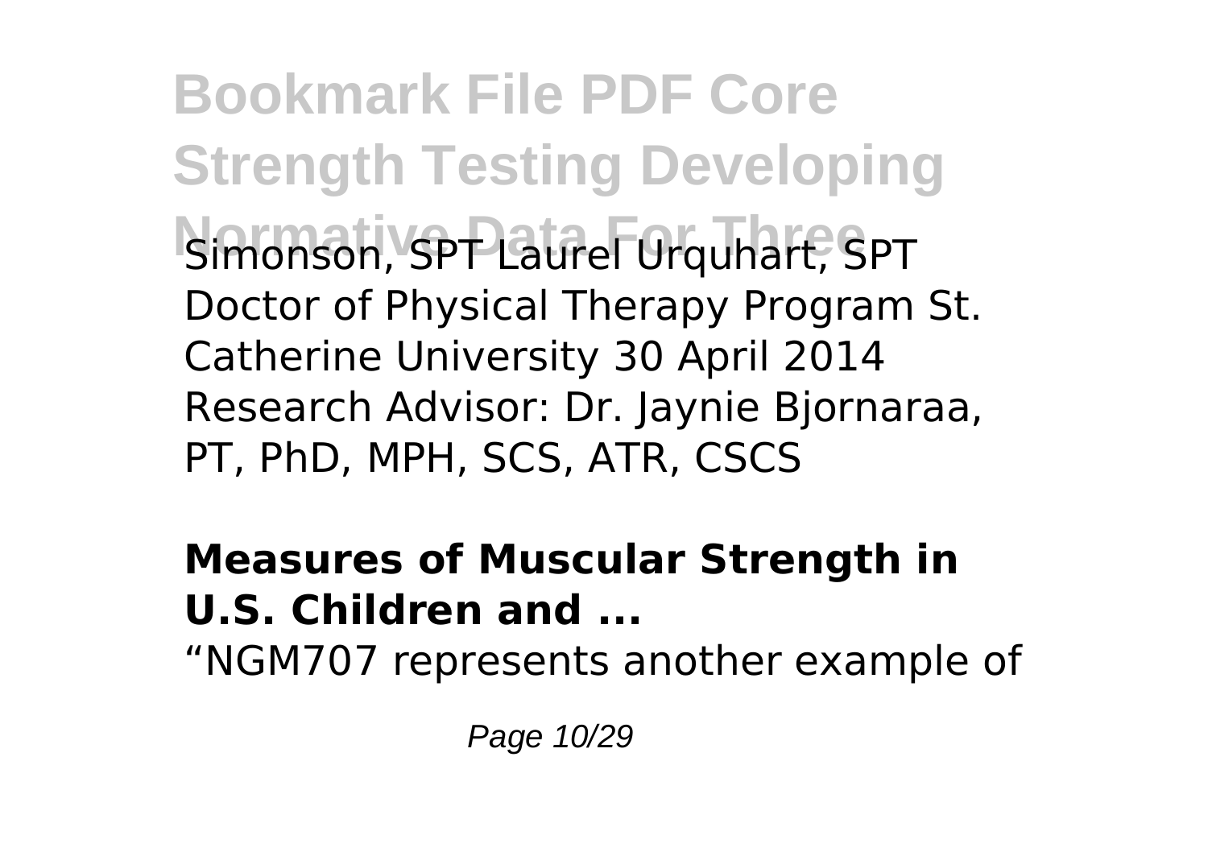Simonson, SPT Laurel Urquhart, SPT Doctor of Physical Therapy Program St. Catherine University 30 April 2014 Research Advisor: Dr. Jaynie Bjornaraa, PT, PhD, MPH, SCS, ATR, CSCS

## Measures of Muscular Strength in U.S. Children and ...

"NGM707 represents another example of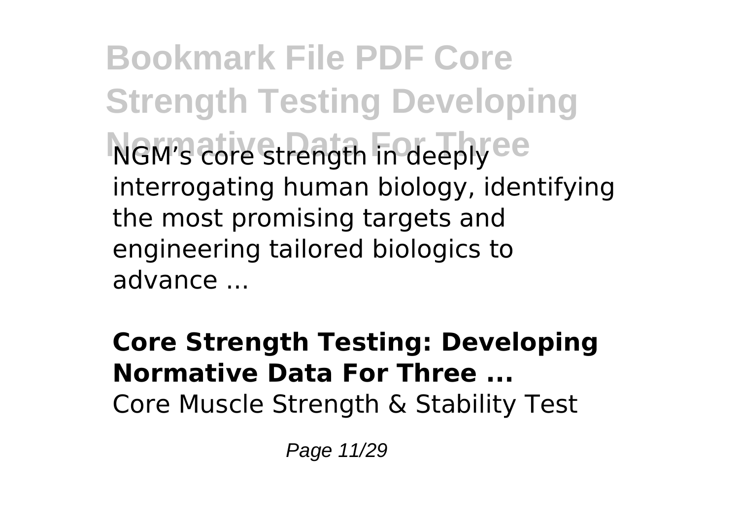NGM's core strength in deeply interrogating human biology, identifying the most promising targets and engineering tailored biologics to advance ...

**Core Strength Testing: Developing Normative Data For Three ...**

Core Muscle Strength & Stability Test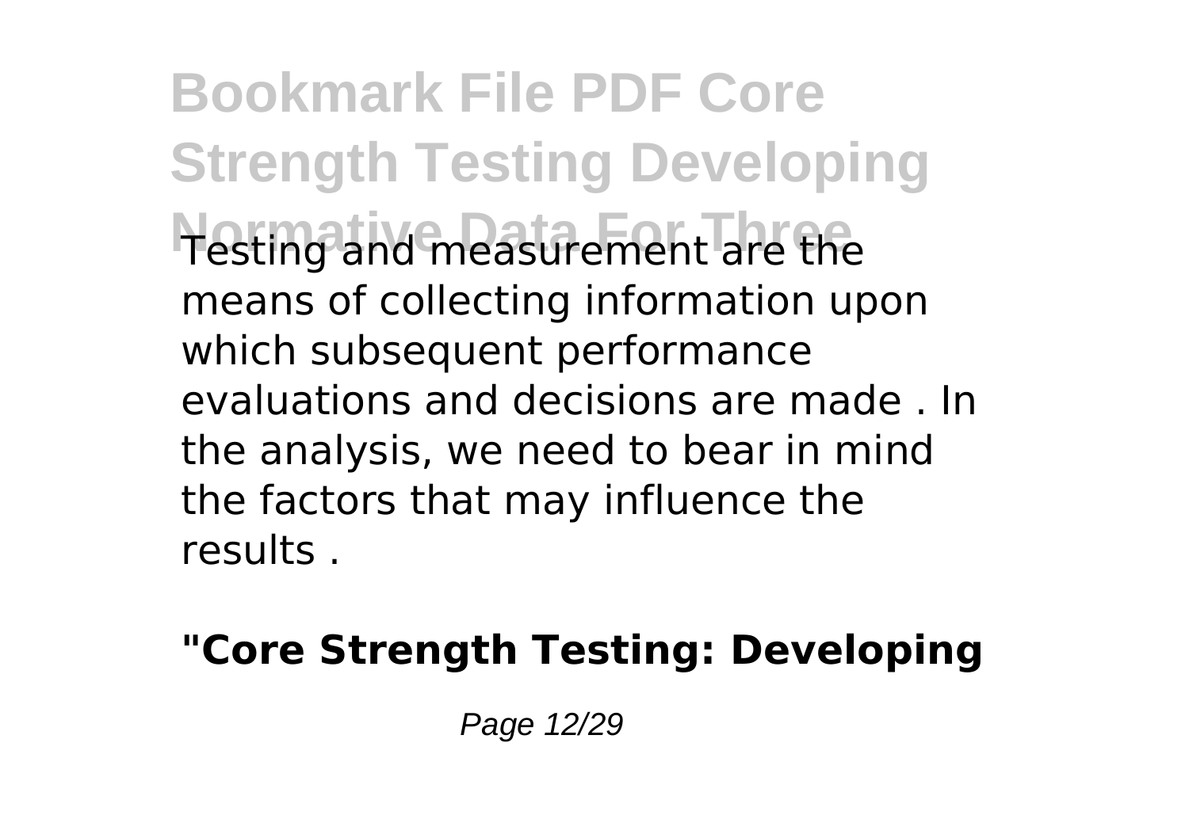Testing and measurement are the means of collecting information upon which subsequent performance evaluations and decisions are made . In the analysis, we need to bear in mind the factors that may influence the results .

**"Core Strength Testing: Developing**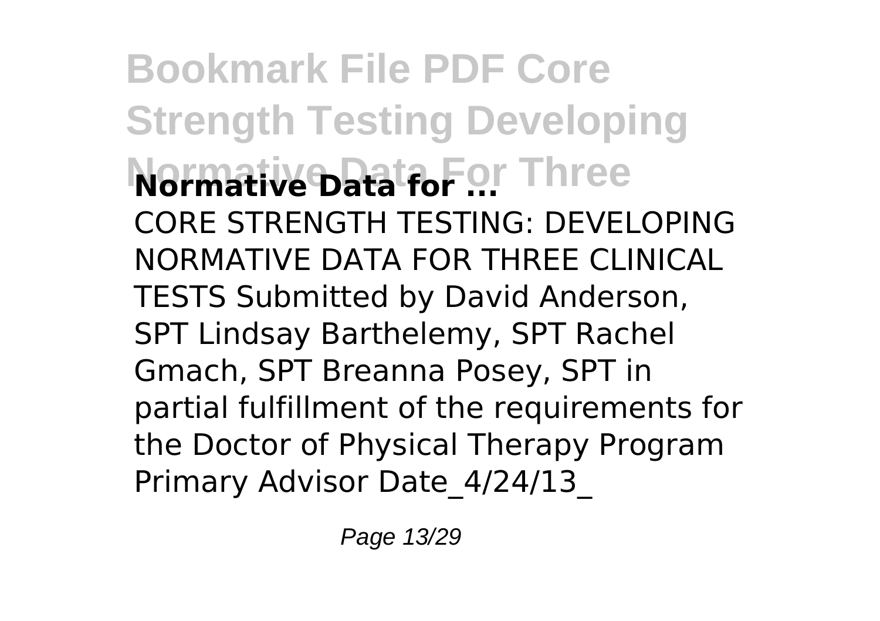**Bookmark File PDF Core Strength Testing Developing Normative Data for ...**

CORE STRENGTH TESTING: DEVELOPING NORMATIVE DATA FOR THREE CLINICAL TESTS Submitted by David Anderson, SPT Lindsay Barthelemy, SPT Rachel Gmach, SPT Breanna Posey, SPT in partial fulfillment of the requirements for the Doctor of Physical Therapy Program Primary Advisor Date_4/24/13_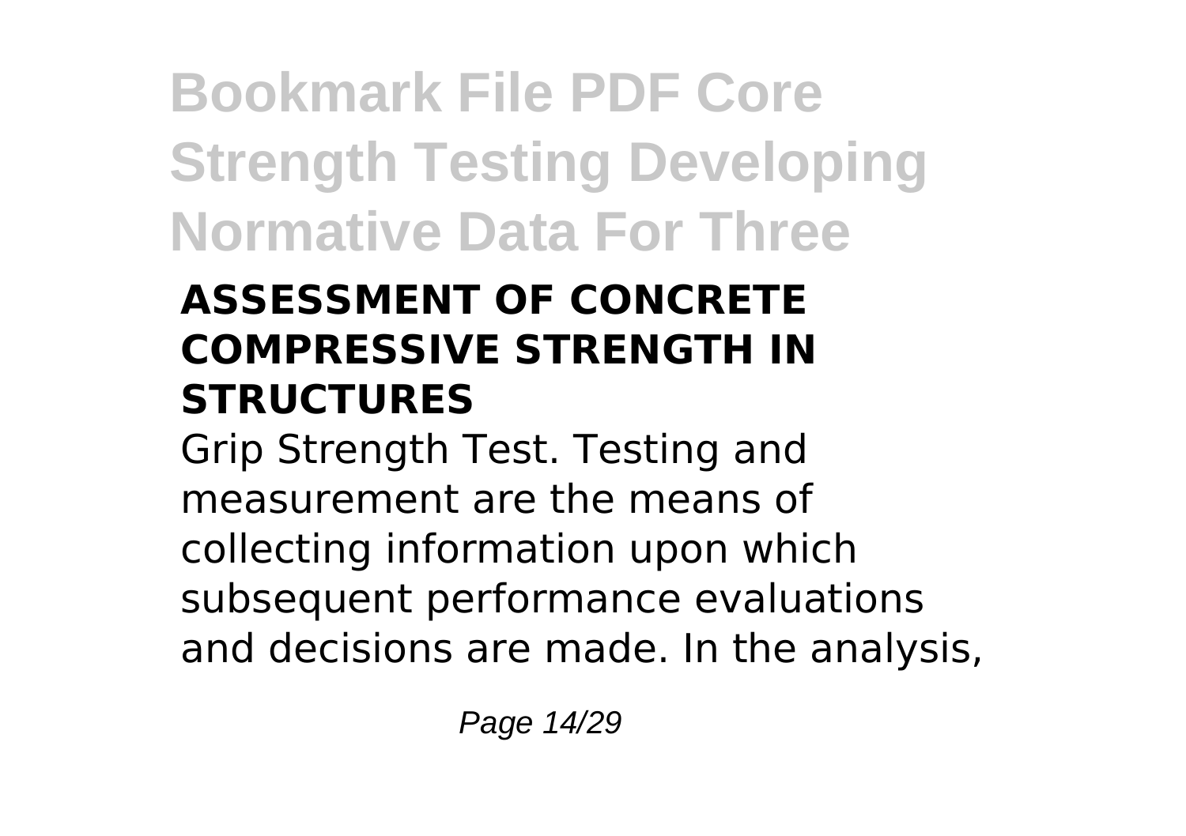### ASSESSMENT OF CONCRETE COMPRESSIVE STRENGTH IN STRUCTURES

Grip Strength Test. Testing and measurement are the means of collecting information upon which subsequent performance evaluations and decisions are made. In the analysis,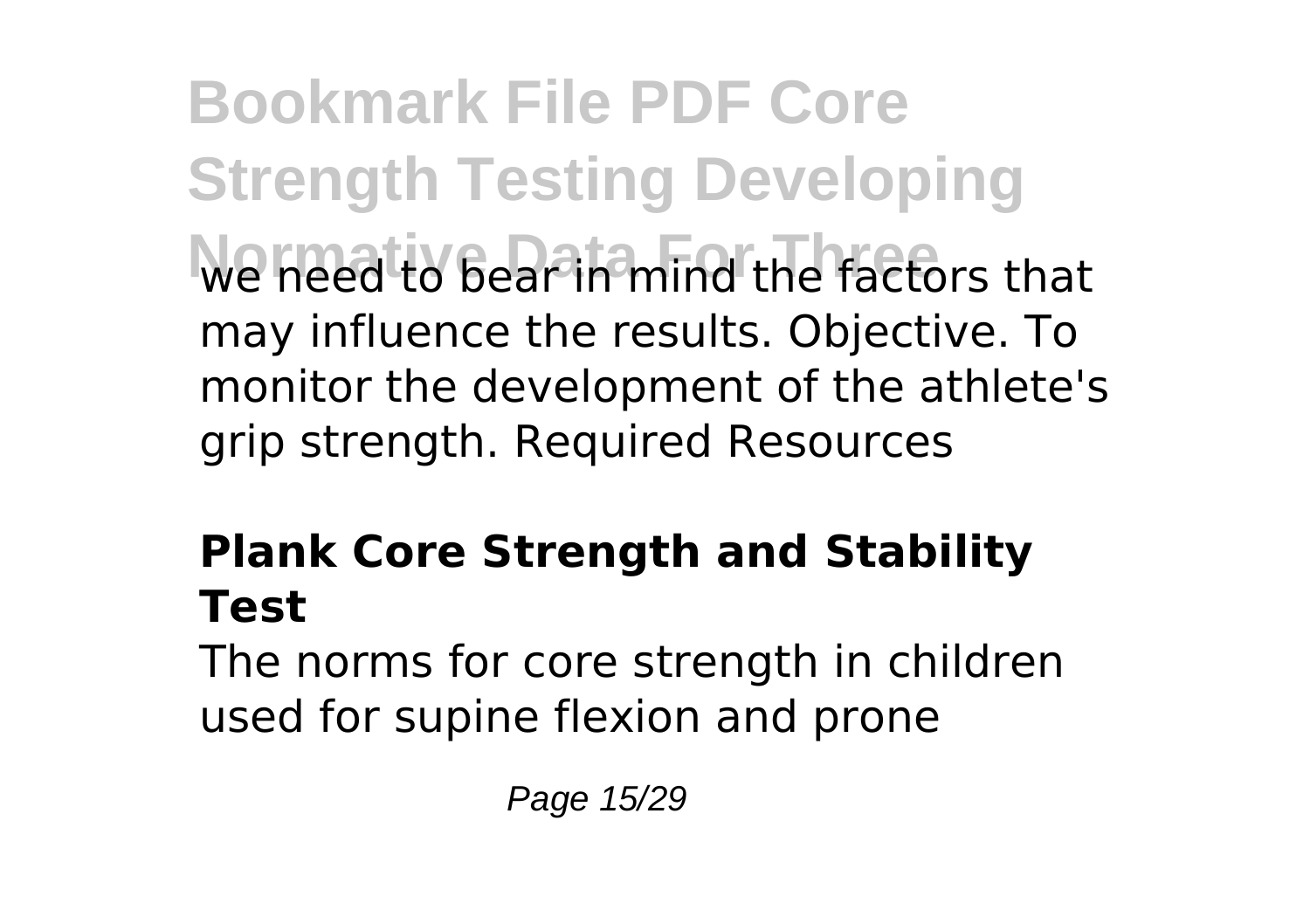we need to bear in mind the factors that may influence the results. Objective. To monitor the development of the athlete's grip strength. Required Resources

## Plank Core Strength and Stability Test

The norms for core strength in children used for supine flexion and prone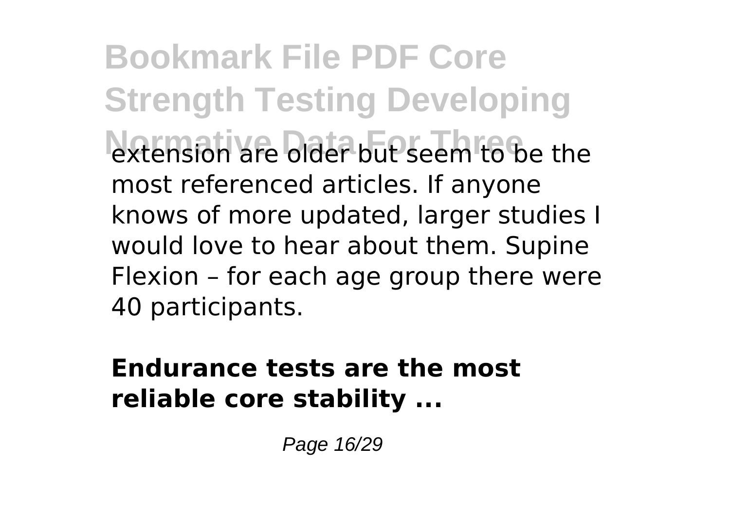extension are older but seem to be the most referenced articles. If anyone knows of more updated, larger studies I would love to hear about them. Supine Flexion – for each age group there were 40 participants.

**Endurance tests are the most reliable core stability ...**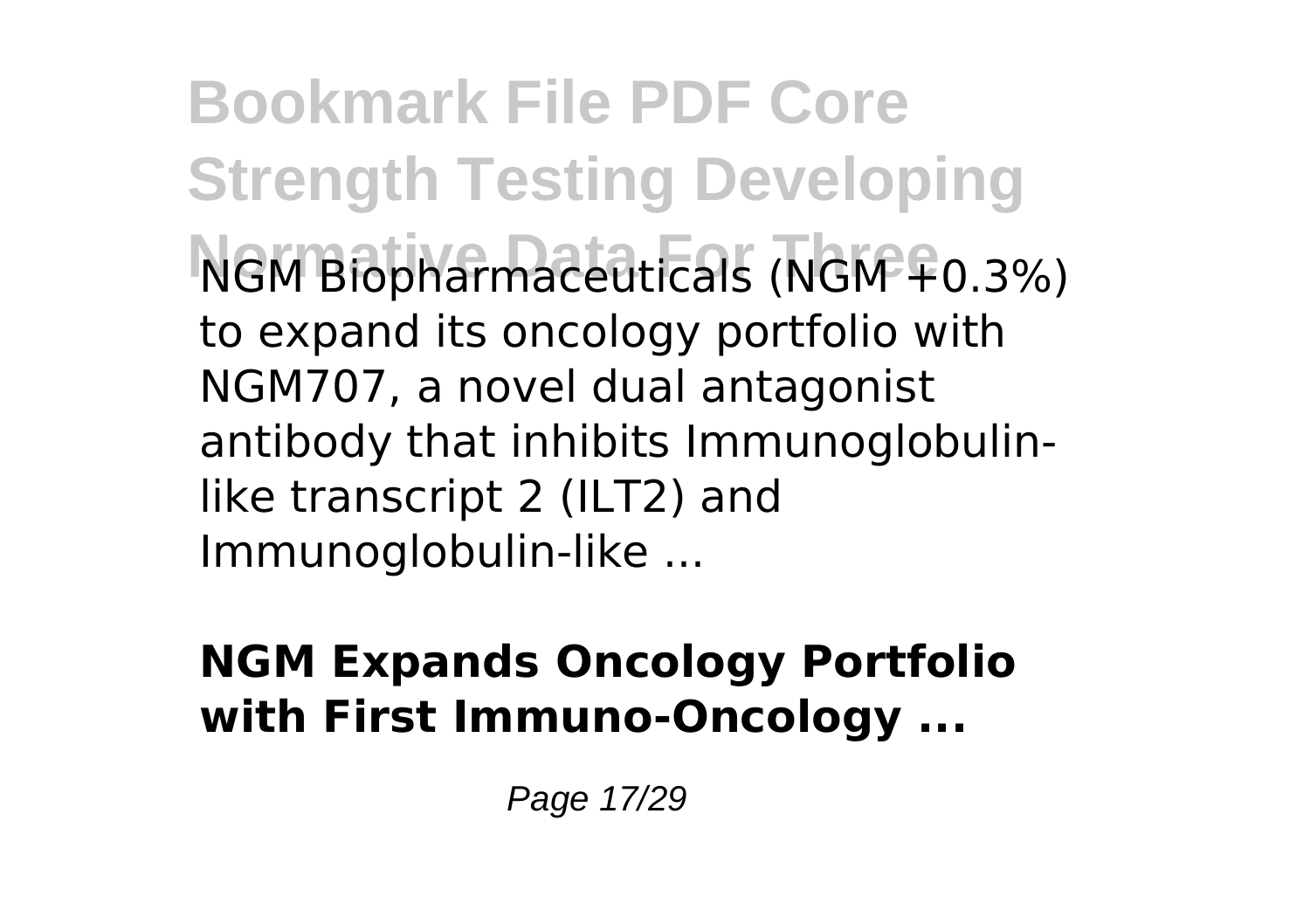NGM Biopharmaceuticals (NGM +0.3%) to expand its oncology portfolio with NGM707, a novel dual antagonist antibody that inhibits Immunoglobulin-like transcript 2 (ILT2) and Immunoglobulin-like ...

**NGM Expands Oncology Portfolio with First Immuno-Oncology ...**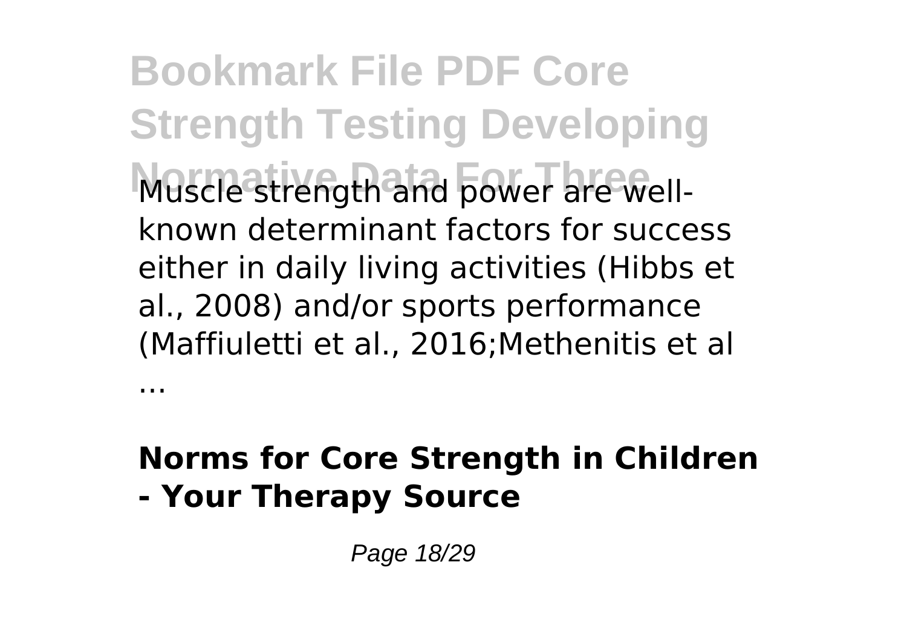Muscle strength and power are well-known determinant factors for success either in daily living activities (Hibbs et al., 2008) and/or sports performance (Maffiuletti et al., 2016;Methenitis et al ...

**Norms for Core Strength in Children - Your Therapy Source**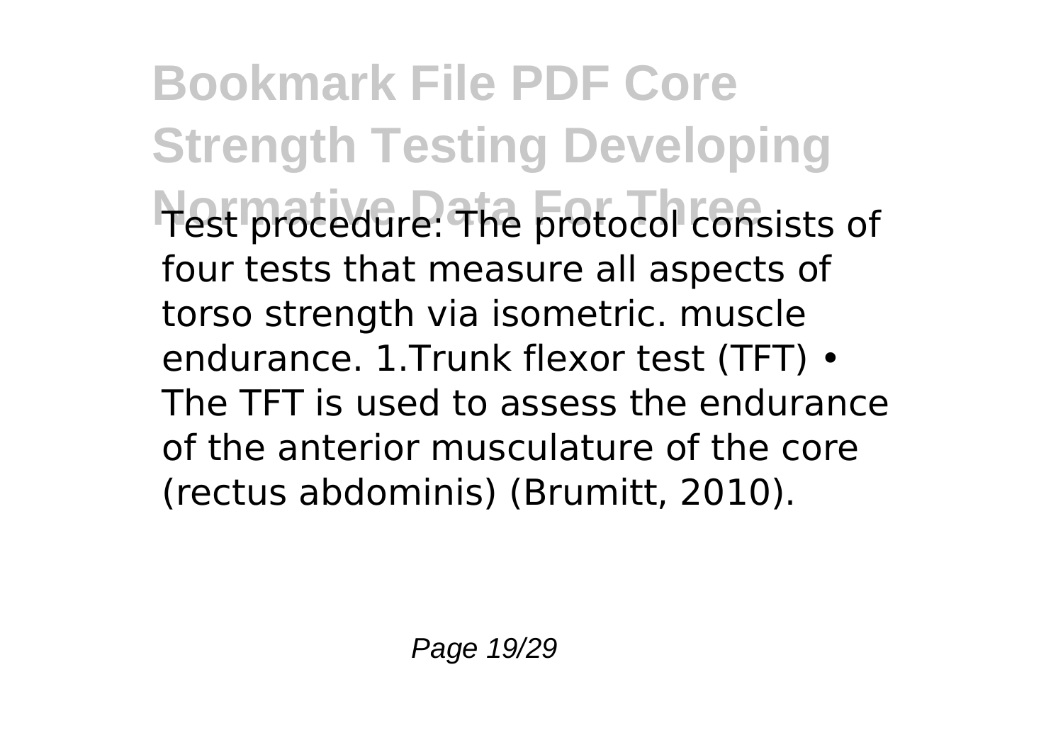Test procedure: The protocol consists of four tests that measure all aspects of torso strength via isometric. muscle endurance. 1.Trunk flexor test (TFT) • The TFT is used to assess the endurance of the anterior musculature of the core (rectus abdominis) (Brumitt, 2010).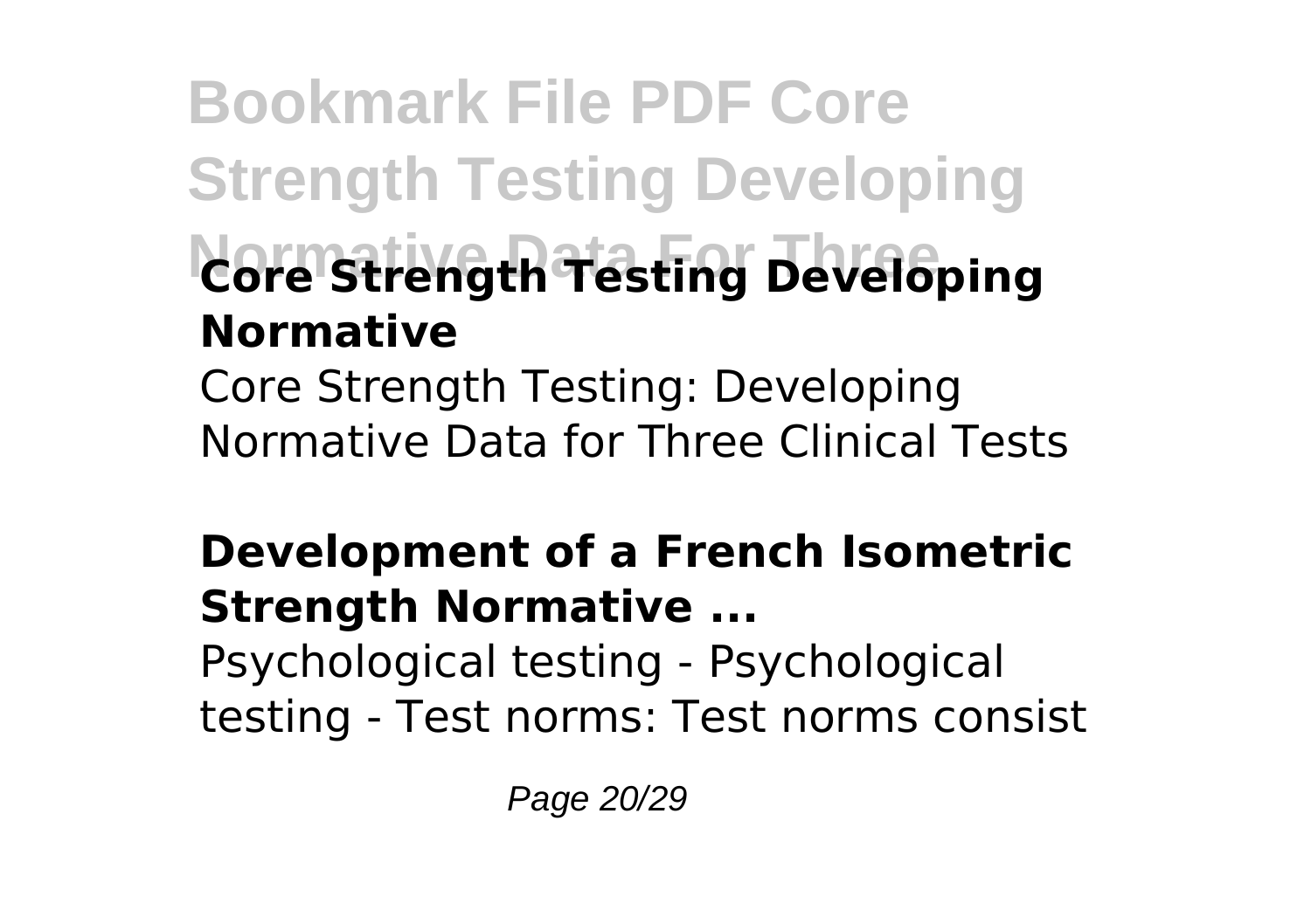### Core Strength Testing Developing Normative

Core Strength Testing: Developing Normative Data for Three Clinical Tests

### Development of a French Isometric Strength Normative ...

Psychological testing - Psychological testing - Test norms: Test norms consist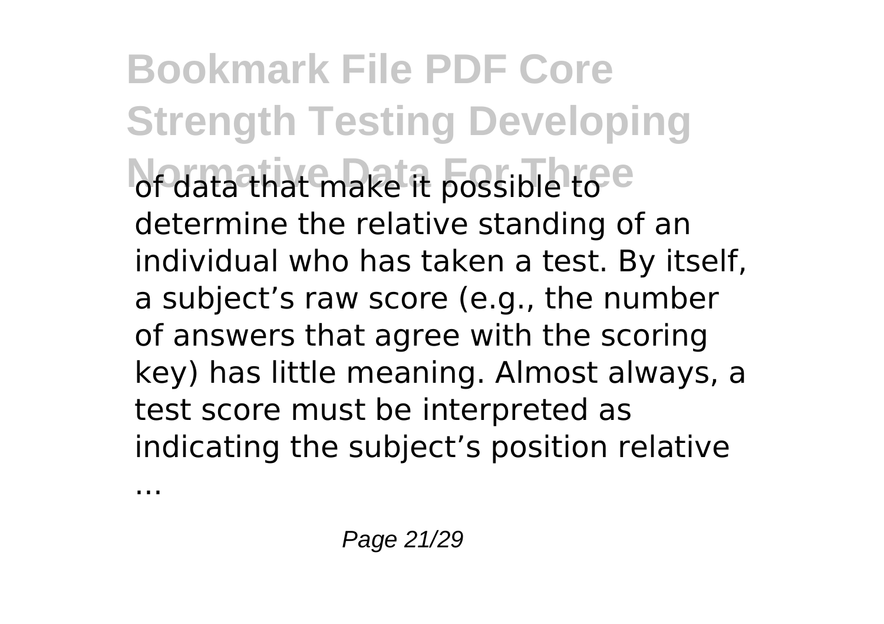of data that make it possible to determine the relative standing of an individual who has taken a test. By itself, a subject’s raw score (e.g., the number of answers that agree with the scoring key) has little meaning. Almost always, a test score must be interpreted as indicating the subject’s position relative

...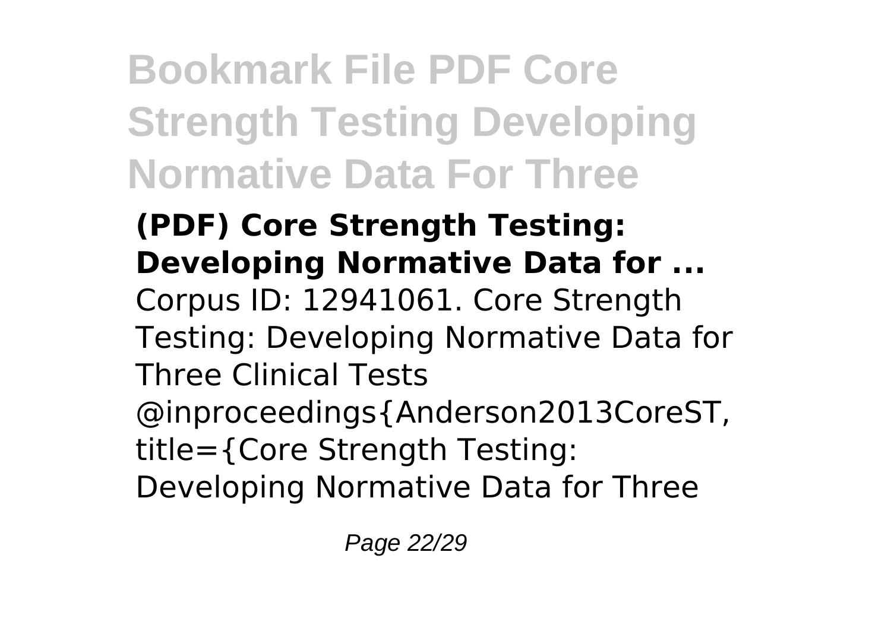**(PDF) Core Strength Testing: Developing Normative Data for ...**

Corpus ID: 12941061. Core Strength Testing: Developing Normative Data for Three Clinical Tests @inproceedings{Anderson2013CoreST, title={Core Strength Testing: Developing Normative Data for Three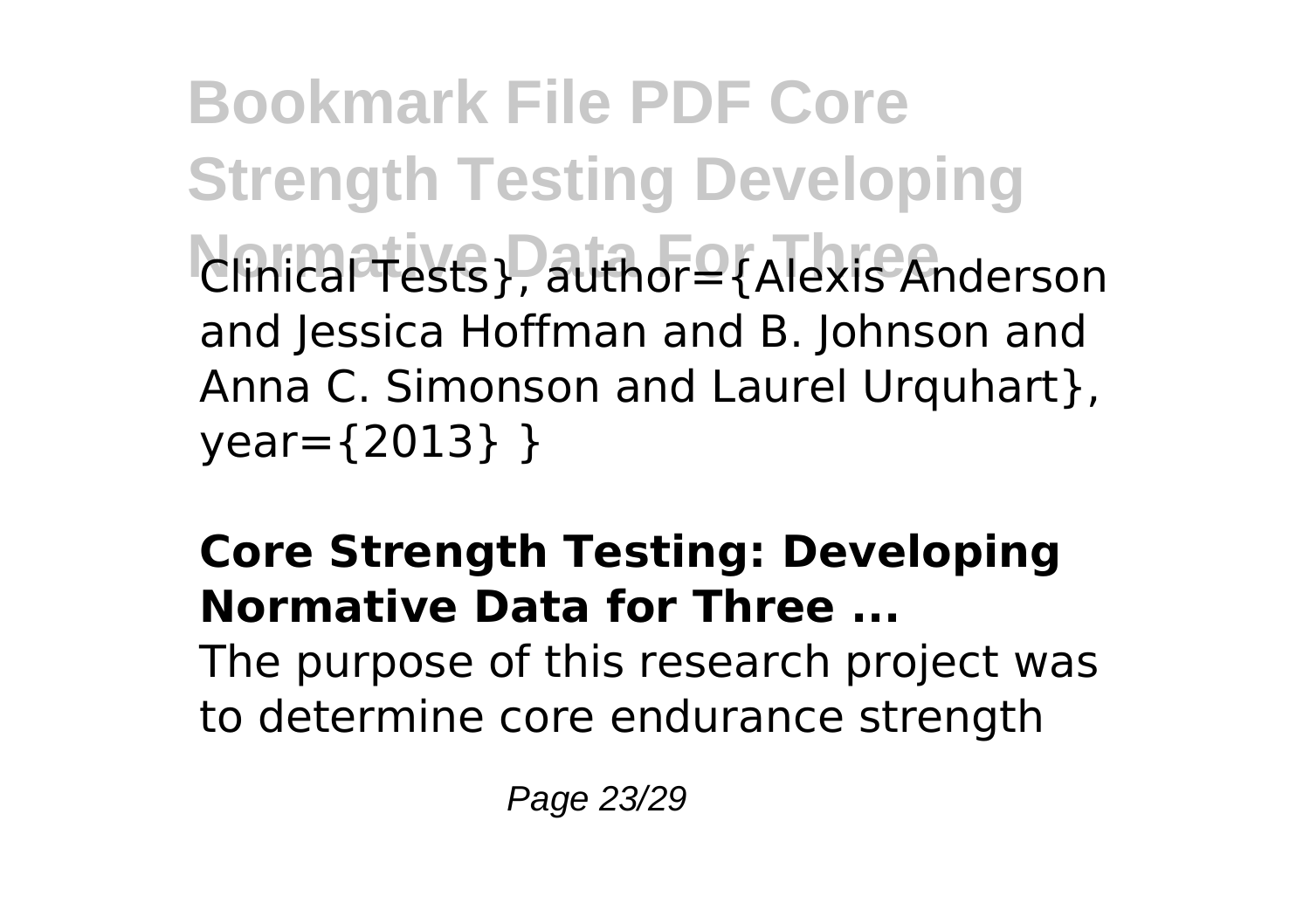Clinical Tests}, author={Alexis Anderson and Jessica Hoffman and B. Johnson and Anna C. Simonson and Laurel Urquhart}, year={2013} }

**Core Strength Testing: Developing Normative Data for Three ...**

The purpose of this research project was to determine core endurance strength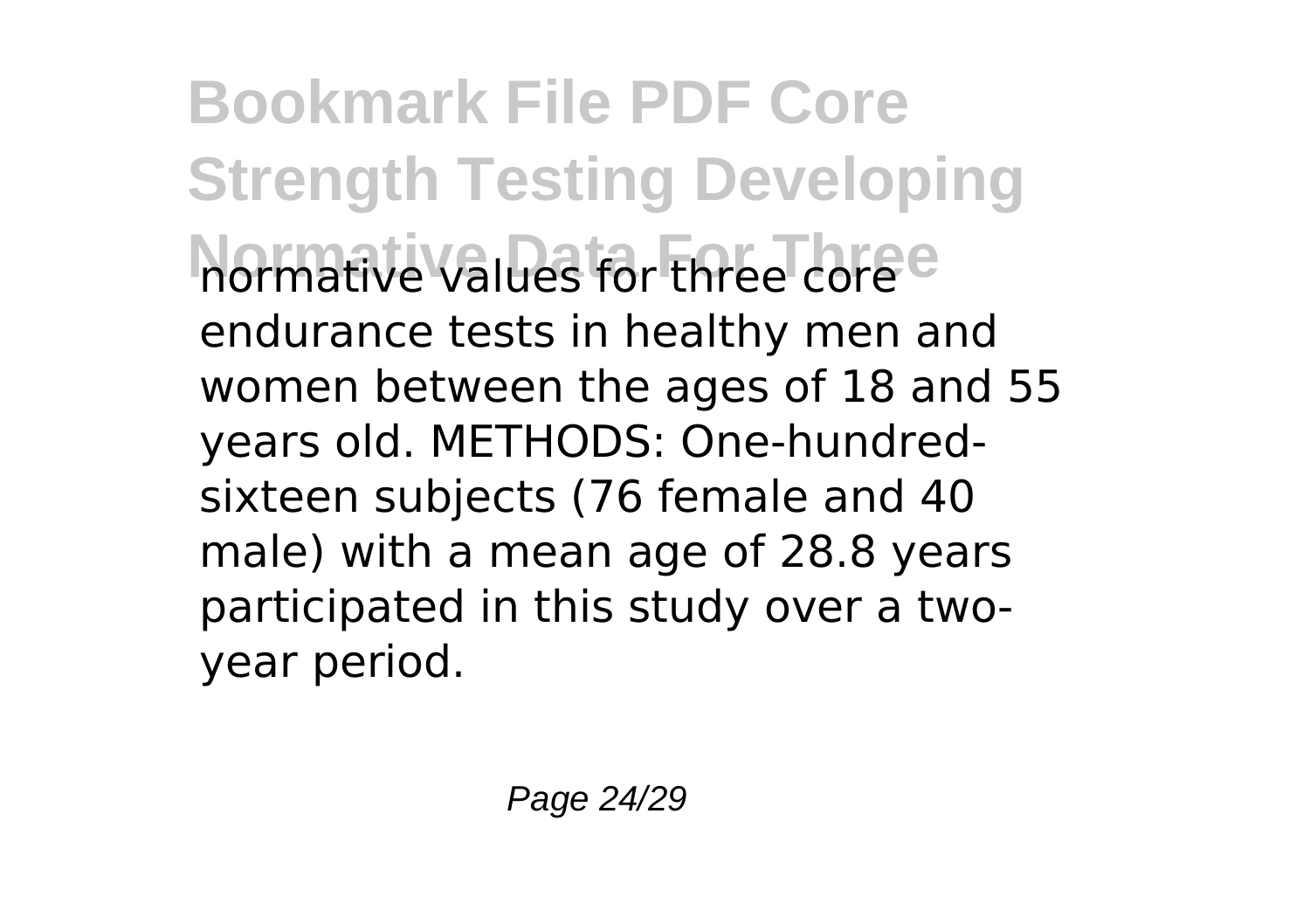normative values for three core endurance tests in healthy men and women between the ages of 18 and 55 years old. METHODS: One-hundred-sixteen subjects (76 female and 40 male) with a mean age of 28.8 years participated in this study over a two-year period.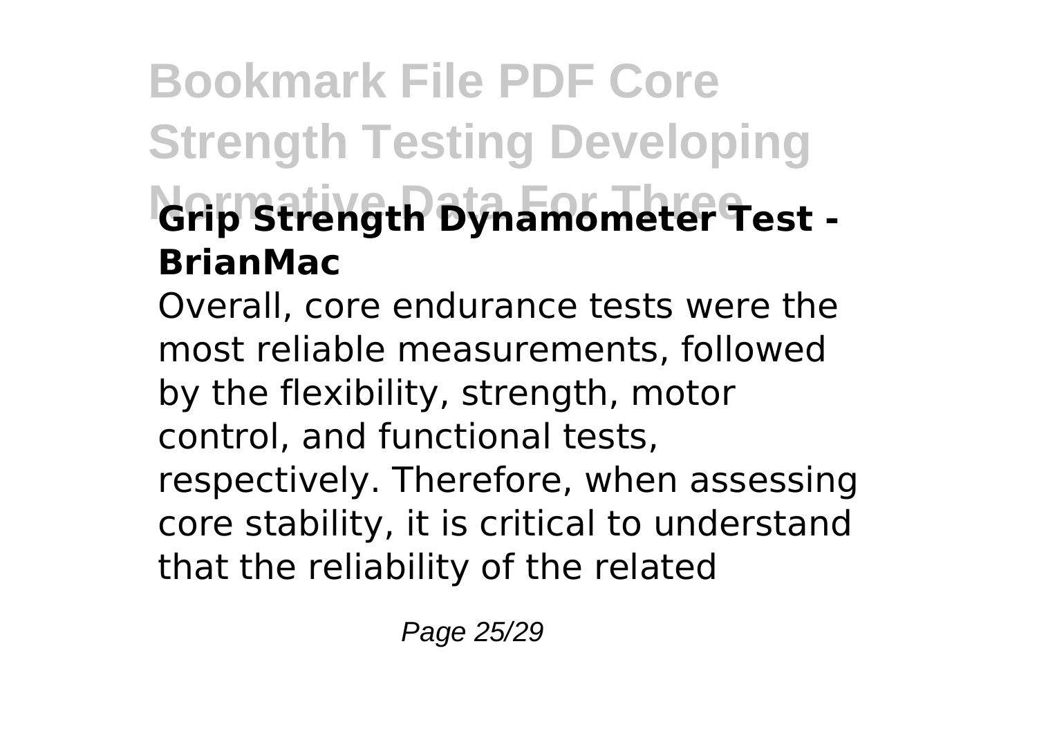## Grip Strength Dynamometer Test - BrianMac

Overall, core endurance tests were the most reliable measurements, followed by the flexibility, strength, motor control, and functional tests, respectively. Therefore, when assessing core stability, it is critical to understand that the reliability of the related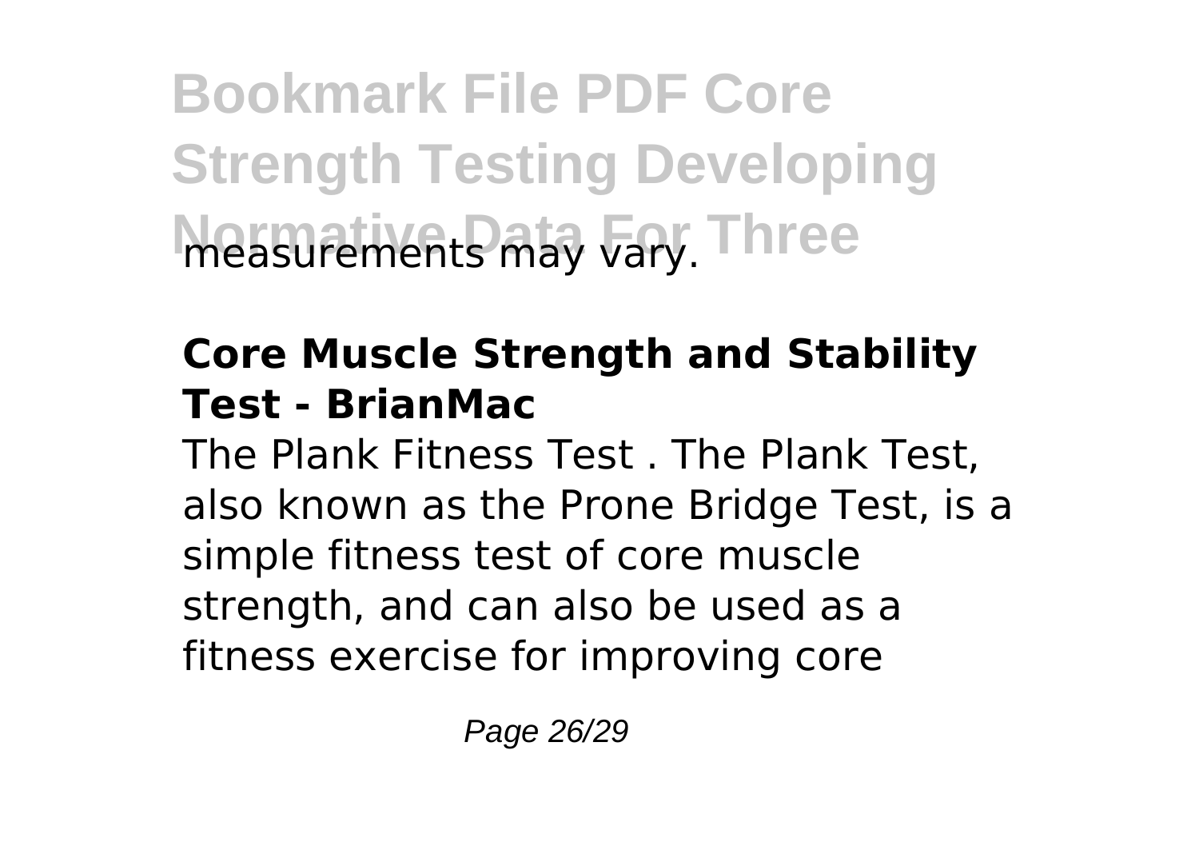measurements may vary.

### Core Muscle Strength and Stability Test - BrianMac

The Plank Fitness Test . The Plank Test, also known as the Prone Bridge Test, is a simple fitness test of core muscle strength, and can also be used as a fitness exercise for improving core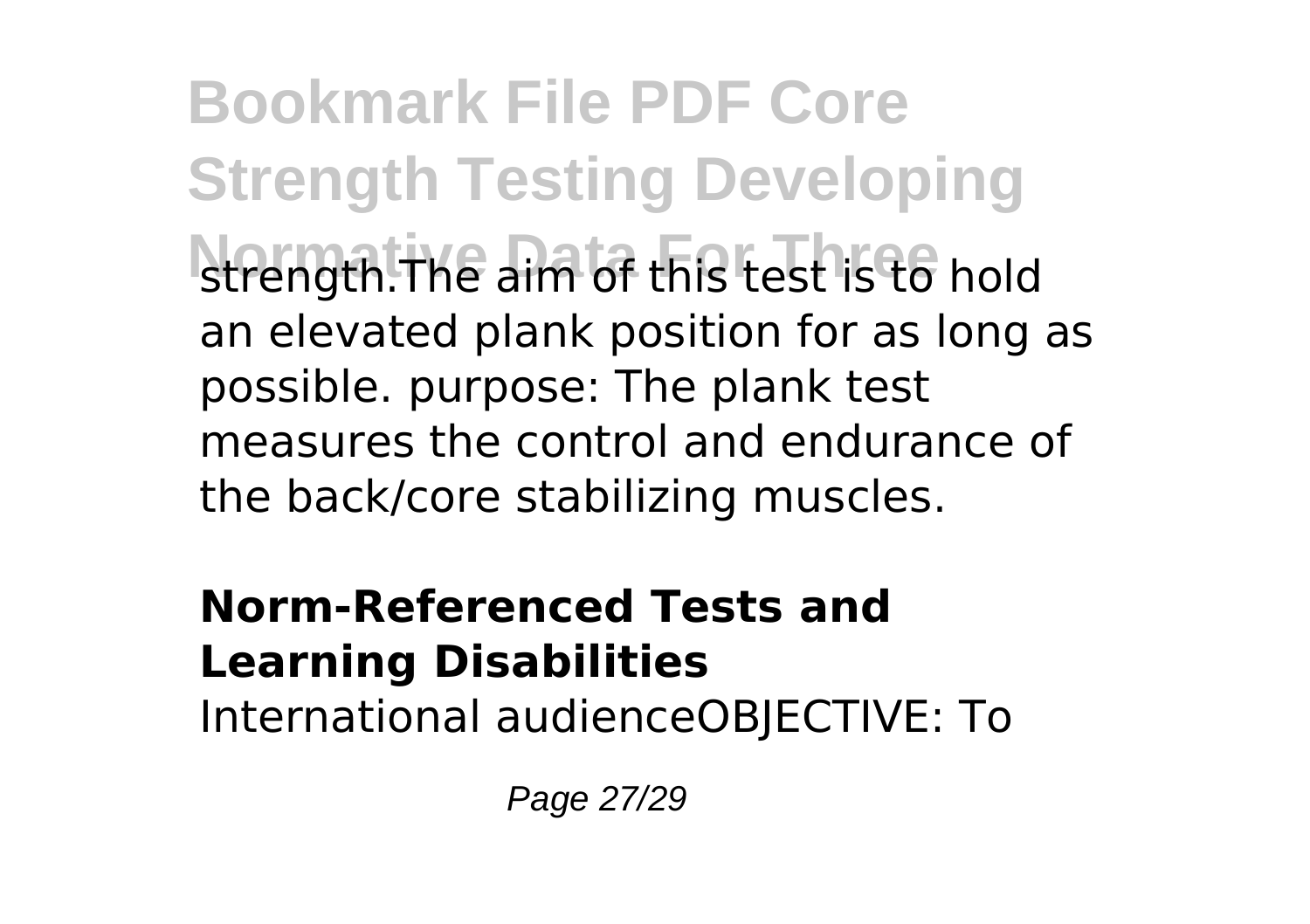strength.The aim of this test is to hold an elevated plank position for as long as possible. purpose: The plank test measures the control and endurance of the back/core stabilizing muscles.

### Norm-Referenced Tests and Learning Disabilities

International audienceOBJECTIVE: To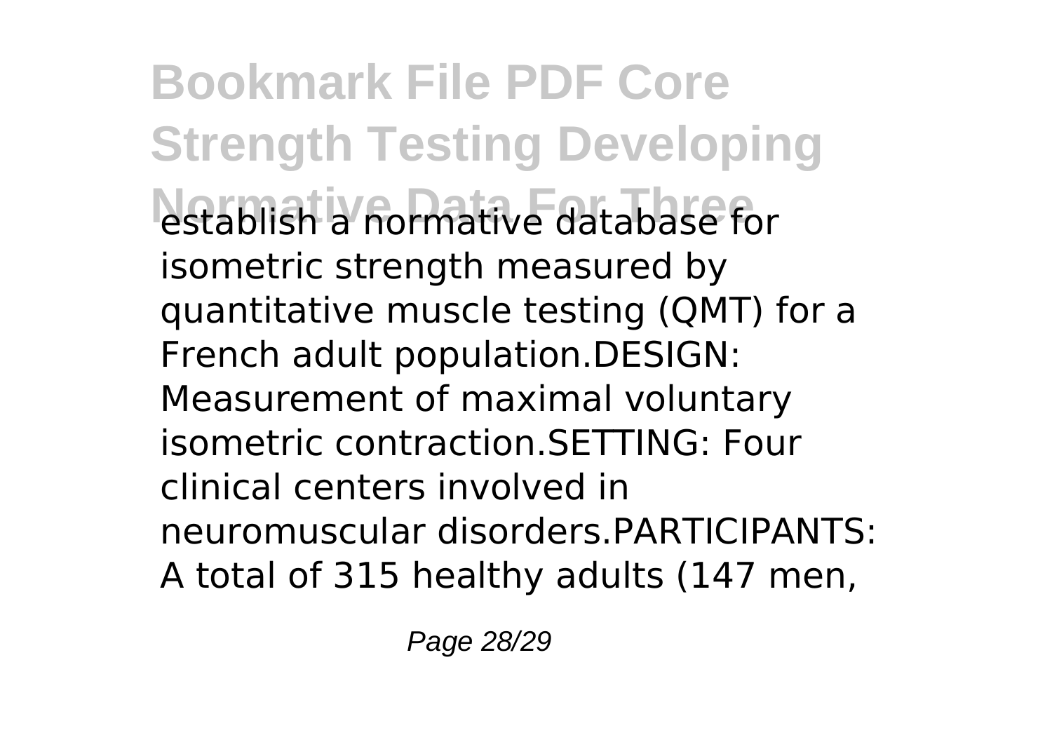establish a normative database for isometric strength measured by quantitative muscle testing (QMT) for a French adult population.DESIGN: Measurement of maximal voluntary isometric contraction.SETTING: Four clinical centers involved in neuromuscular disorders.PARTICIPANTS: A total of 315 healthy adults (147 men,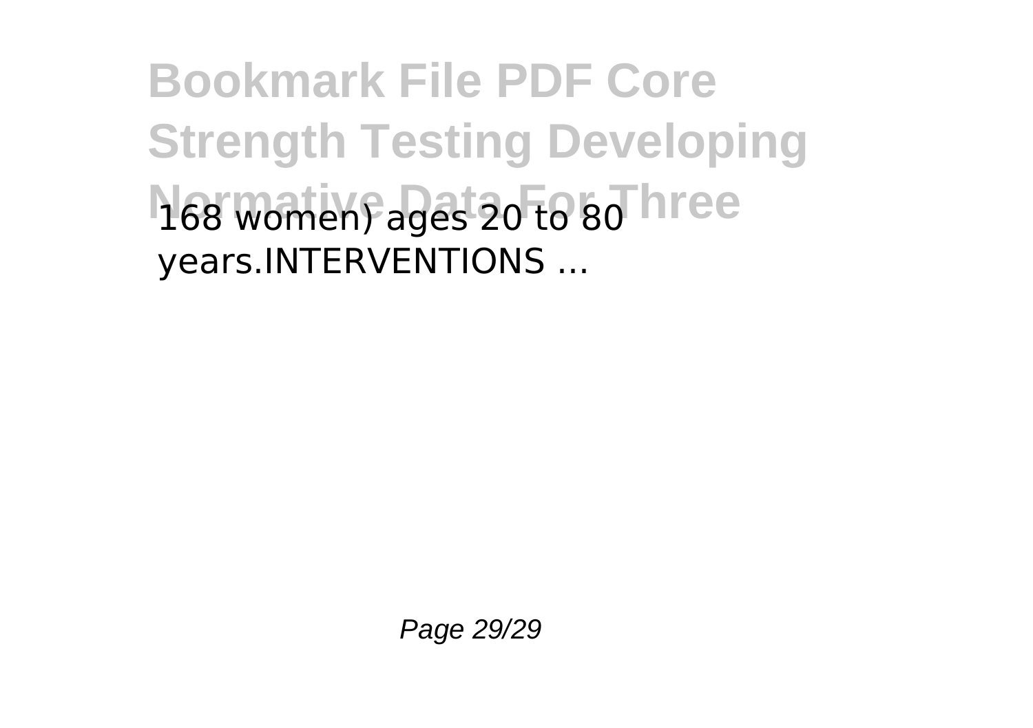168 women) ages 20 to 80 years.INTERVENTIONS ...